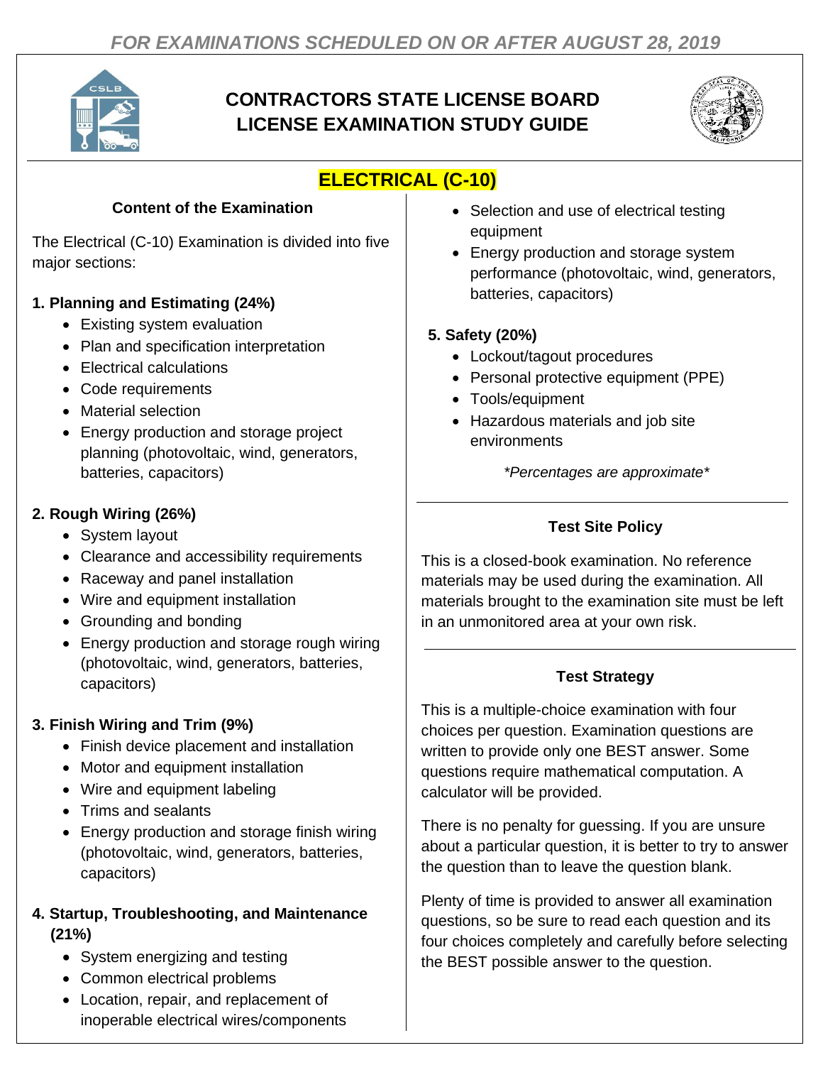*FOR EXAMINATIONS SCHEDULED ON OR AFTER AUGUST 28, 2019*

# CONTRACTORS STATE LICENSE BOARD LICENSE EXAMINATION STUDY GUIDE

## ELECTRICAL (C-10)

### Content of the Examination

The Electrical (C-10) Examination is divided into five major sections:

**1. Planning and Estimating (24%)**

- Existing system evaluation
- Plan and specification interpretation
- Electrical calculations
- Code requirements
- Material selection
- Energy production and storage project planning (photovoltaic, wind, generators, batteries, capacitors)

**2. Rough Wiring (26%)**

- System layout
- Clearance and accessibility requirements
- Raceway and panel installation
- Wire and equipment installation
- Grounding and bonding
- Energy production and storage rough wiring (photovoltaic, wind, generators, batteries, capacitors)

**3. Finish Wiring and Trim (9%)**

- Finish device placement and installation
- Motor and equipment installation
- Wire and equipment labeling
- Trims and sealants
- Energy production and storage finish wiring (photovoltaic, wind, generators, batteries, capacitors)

**4. Startup, Troubleshooting, and Maintenance (21%)**

- System energizing and testing
- Common electrical problems
- Location, repair, and replacement of inoperable electrical wires/components
- Selection and use of electrical testing equipment
- Energy production and storage system performance (photovoltaic, wind, generators, batteries, capacitors)

**5. Safety (20%)**

- Lockout/tagout procedures
- Personal protective equipment (PPE)
- Tools/equipment
- Hazardous materials and job site environments

*\*Percentages are approximate\**

### Test Site Policy

This is a closed-book examination. No reference materials may be used during the examination. All materials brought to the examination site must be left in an unmonitored area at your own risk.

### Test Strategy

This is a multiple-choice examination with four choices per question. Examination questions are written to provide only one BEST answer. Some questions require mathematical computation. A calculator will be provided.

There is no penalty for guessing. If you are unsure about a particular question, it is better to try to answer the question than to leave the question blank.

Plenty of time is provided to answer all examination questions, so be sure to read each question and its four choices completely and carefully before selecting the BEST possible answer to the question.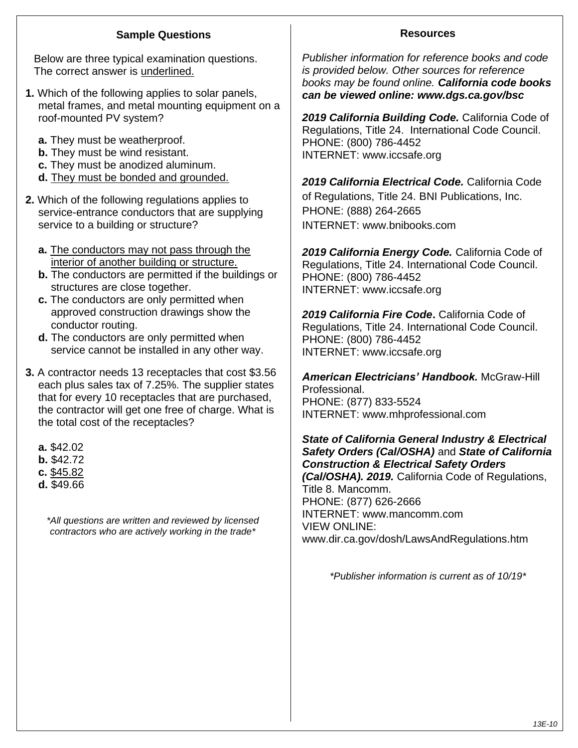## Sample Questions

Below are three typical examination questions. The correct answer is <u>underlined.</u>

**1.** Which of the following applies to solar panels, metal frames, and metal mounting equipment on a roof-mounted PV system?

- **a.** They must be weatherproof.
- **b.** They must be wind resistant.
- **c.** They must be anodized aluminum.
- **d.** <u>They must be bonded and grounded.</u>

**2.** Which of the following regulations applies to service-entrance conductors that are supplying service to a building or structure?

- **a.** <u>The conductors may not pass through the interior of another building or structure.</u>
- **b.** The conductors are permitted if the buildings or structures are close together.
- **c.** The conductors are only permitted when approved construction drawings show the conductor routing.
- **d.** The conductors are only permitted when service cannot be installed in any other way.

**3.** A contractor needs 13 receptacles that cost $3.56 each plus sales tax of 7.25%. The supplier states that for every 10 receptacles that are purchased, the contractor will get one free of charge. What is the total cost of the receptacles?

- **a.** $42.02
- **b.** $42.72
- **c.** <u>$45.82</u>
- **d.** $49.66

*\*All questions are written and reviewed by licensed contractors who are actively working in the trade\**

## Resources

*Publisher information for reference books and code is provided below. Other sources for reference books may be found online.* ***California code books can be viewed online: www.dgs.ca.gov/bsc***

***2019 California Building Code.*** California Code of Regulations, Title 24. International Code Council.
PHONE: (800) 786-4452
INTERNET: www.iccsafe.org

***2019 California Electrical Code.*** California Code of Regulations, Title 24. BNI Publications, Inc.
PHONE: (888) 264-2665
INTERNET: www.bnibooks.com

***2019 California Energy Code.*** California Code of Regulations, Title 24. International Code Council.
PHONE: (800) 786-4452
INTERNET: www.iccsafe.org

***2019 California Fire Code*.** California Code of Regulations, Title 24. International Code Council.
PHONE: (800) 786-4452
INTERNET: www.iccsafe.org

***American Electricians' Handbook.*** McGraw-Hill Professional.
PHONE: (877) 833-5524
INTERNET: www.mhprofessional.com

***State of California General Industry & Electrical Safety Orders (Cal/OSHA)*** and ***State of California Construction & Electrical Safety Orders (Cal/OSHA). 2019.*** California Code of Regulations, Title 8. Mancomm.
PHONE: (877) 626-2666
INTERNET: www.mancomm.com
VIEW ONLINE:
www.dir.ca.gov/dosh/LawsAndRegulations.htm

*\*Publisher information is current as of 10/19\**